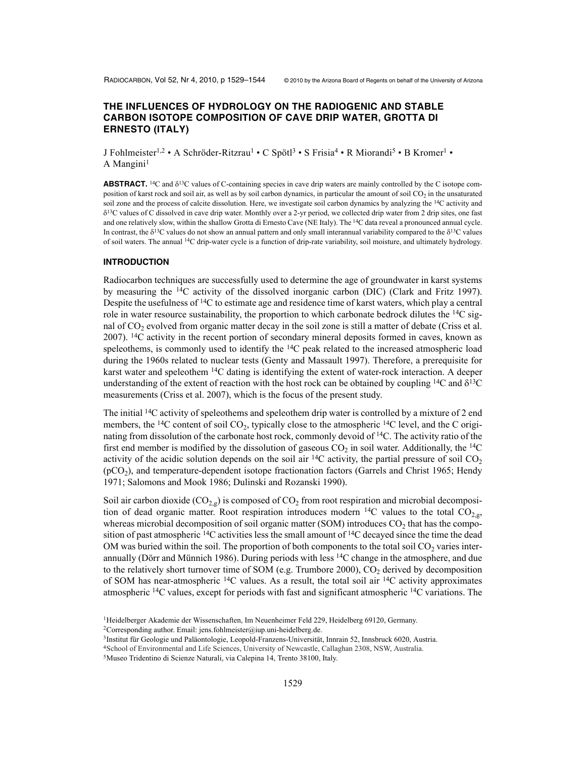# THE INFLUENCES OF HYDROLOGY ON THE RADIOGENIC AND STABLE CARBON ISOTOPE COMPOSITION OF CAVE DRIP WATER, GROTTA DI ERNESTO (ITALY)

J Fohlmeister[1,2] • A Schröder-Ritzrau[1] • C Spötl[3] • S Frisia[4] • R Miorandi[5] • B Kromer[1] • A Mangini[1]

**ABSTRACT.** $^{14}C$ and $\delta^{13}C$ values of C-containing species in cave drip waters are mainly controlled by the C isotope composition of karst rock and soil air, as well as by soil carbon dynamics, in particular the amount of soil $CO_2$ in the unsaturated soil zone and the process of calcite dissolution. Here, we investigate soil carbon dynamics by analyzing the $^{14}C$ activity and $\delta^{13}C$ values of C dissolved in cave drip water. Monthly over a 2-yr period, we collected drip water from 2 drip sites, one fast and one relatively slow, within the shallow Grotta di Ernesto Cave (NE Italy). The $^{14}C$ data reveal a pronounced annual cycle. In contrast, the $\delta^{13}C$ values do not show an annual pattern and only small interannual variability compared to the $\delta^{13}C$ values of soil waters. The annual $^{14}C$ drip-water cycle is a function of drip-rate variability, soil moisture, and ultimately hydrology.

## INTRODUCTION

Radiocarbon techniques are successfully used to determine the age of groundwater in karst systems by measuring the $^{14}C$ activity of the dissolved inorganic carbon (DIC) (Clark and Fritz 1997). Despite the usefulness of $^{14}C$ to estimate age and residence time of karst waters, which play a central role in water resource sustainability, the proportion to which carbonate bedrock dilutes the $^{14}C$ signal of $CO_2$ evolved from organic matter decay in the soil zone is still a matter of debate (Criss et al. 2007). $^{14}C$ activity in the recent portion of secondary mineral deposits formed in caves, known as speleothems, is commonly used to identify the $^{14}C$ peak related to the increased atmospheric load during the 1960s related to nuclear tests (Genty and Massault 1997). Therefore, a prerequisite for karst water and speleothem $^{14}C$ dating is identifying the extent of water-rock interaction. A deeper understanding of the extent of reaction with the host rock can be obtained by coupling $^{14}C$ and $\delta^{13}C$ measurements (Criss et al. 2007), which is the focus of the present study.

The initial $^{14}C$ activity of speleothems and speleothem drip water is controlled by a mixture of 2 end members, the $^{14}C$ content of soil $CO_2$, typically close to the atmospheric $^{14}C$ level, and the C originating from dissolution of the carbonate host rock, commonly devoid of $^{14}C$. The activity ratio of the first end member is modified by the dissolution of gaseous $CO_2$ in soil water. Additionally, the $^{14}C$ activity of the acidic solution depends on the soil air $^{14}C$ activity, the partial pressure of soil $CO_2$ ($pCO_2$), and temperature-dependent isotope fractionation factors (Garrels and Christ 1965; Hendy 1971; Salomons and Mook 1986; Dulinski and Rozanski 1990).

Soil air carbon dioxide ($CO_{2,g}$) is composed of $CO_2$ from root respiration and microbial decomposition of dead organic matter. Root respiration introduces modern $^{14}C$ values to the total $CO_{2,g}$, whereas microbial decomposition of soil organic matter (SOM) introduces $CO_2$ that has the composition of past atmospheric $^{14}C$ activities less the small amount of $^{14}C$ decayed since the time the dead OM was buried within the soil. The proportion of both components to the total soil $CO_2$ varies interannually (Dörr and Münnich 1986). During periods with less $^{14}C$ change in the atmosphere, and due to the relatively short turnover time of SOM (e.g. Trumbore 2000), $CO_2$ derived by decomposition of SOM has near-atmospheric $^{14}C$ values. As a result, the total soil air $^{14}C$ activity approximates atmospheric $^{14}C$ values, except for periods with fast and significant atmospheric $^{14}C$ variations. The

[1]Heidelberger Akademie der Wissenschaften, Im Neuenheimer Feld 229, Heidelberg 69120, Germany.
[2]Corresponding author. Email: jens.fohlmeister@iup.uni-heidelberg.de.
[3]Institut für Geologie und Paläontologie, Leopold-Franzens-Universität, Innrain 52, Innsbruck 6020, Austria.
[4]School of Environmental and Life Sciences, University of Newcastle, Callaghan 2308, NSW, Australia.
[5]Museo Tridentino di Scienze Naturali, via Calepina 14, Trento 38100, Italy.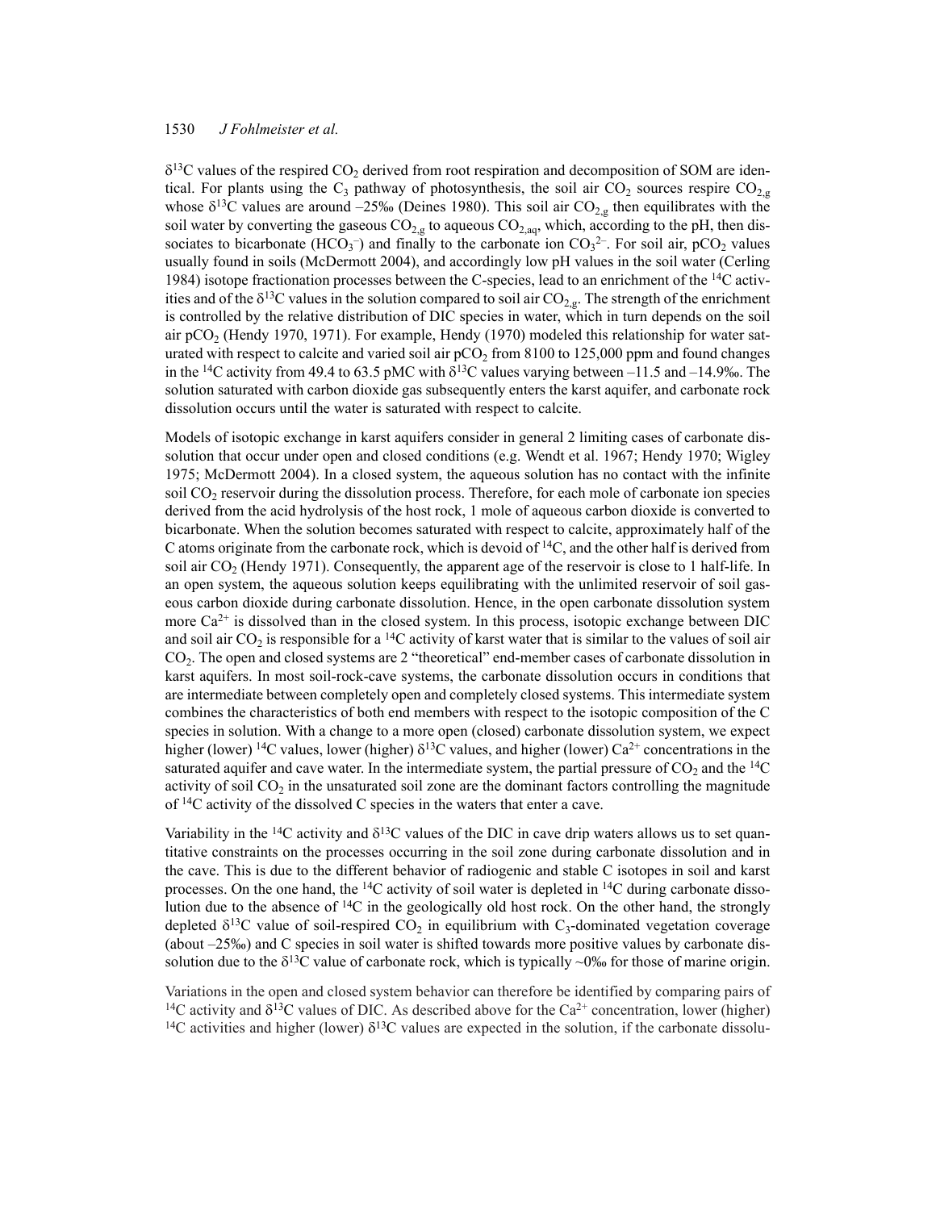$\delta^{13}C$ values of the respired $CO_2$ derived from root respiration and decomposition of SOM are identical. For plants using the $C_3$ pathway of photosynthesis, the soil air $CO_2$ sources respire $CO_{2,g}$ whose $\delta^{13}C$ values are around –25‰ (Deines 1980). This soil air $CO_{2,g}$ then equilibrates with the soil water by converting the gaseous $CO_{2,g}$ to aqueous $CO_{2,aq}$, which, according to the pH, then dissociates to bicarbonate ($HCO_3^-$) and finally to the carbonate ion $CO_3^{2-}$. For soil air, $pCO_2$ values usually found in soils (McDermott 2004), and accordingly low pH values in the soil water (Cerling 1984) isotope fractionation processes between the C-species, lead to an enrichment of the $^{14}C$ activities and of the $\delta^{13}C$ values in the solution compared to soil air $CO_{2,g}$. The strength of the enrichment is controlled by the relative distribution of DIC species in water, which in turn depends on the soil air $pCO_2$ (Hendy 1970, 1971). For example, Hendy (1970) modeled this relationship for water saturated with respect to calcite and varied soil air $pCO_2$ from 8100 to 125,000 ppm and found changes in the $^{14}C$ activity from 49.4 to 63.5 pMC with $\delta^{13}C$ values varying between –11.5 and –14.9‰. The solution saturated with carbon dioxide gas subsequently enters the karst aquifer, and carbonate rock dissolution occurs until the water is saturated with respect to calcite.

Models of isotopic exchange in karst aquifers consider in general 2 limiting cases of carbonate dissolution that occur under open and closed conditions (e.g. Wendt et al. 1967; Hendy 1970; Wigley 1975; McDermott 2004). In a closed system, the aqueous solution has no contact with the infinite soil $CO_2$ reservoir during the dissolution process. Therefore, for each mole of carbonate ion species derived from the acid hydrolysis of the host rock, 1 mole of aqueous carbon dioxide is converted to bicarbonate. When the solution becomes saturated with respect to calcite, approximately half of the C atoms originate from the carbonate rock, which is devoid of $^{14}C$, and the other half is derived from soil air $CO_2$ (Hendy 1971). Consequently, the apparent age of the reservoir is close to 1 half-life. In an open system, the aqueous solution keeps equilibrating with the unlimited reservoir of soil gaseous carbon dioxide during carbonate dissolution. Hence, in the open carbonate dissolution system more $Ca^{2+}$ is dissolved than in the closed system. In this process, isotopic exchange between DIC and soil air $CO_2$ is responsible for a $^{14}C$ activity of karst water that is similar to the values of soil air $CO_2$. The open and closed systems are 2 "theoretical" end-member cases of carbonate dissolution in karst aquifers. In most soil-rock-cave systems, the carbonate dissolution occurs in conditions that are intermediate between completely open and completely closed systems. This intermediate system combines the characteristics of both end members with respect to the isotopic composition of the C species in solution. With a change to a more open (closed) carbonate dissolution system, we expect higher (lower) $^{14}C$ values, lower (higher) $\delta^{13}C$ values, and higher (lower) $Ca^{2+}$ concentrations in the saturated aquifer and cave water. In the intermediate system, the partial pressure of $CO_2$ and the $^{14}C$ activity of soil $CO_2$ in the unsaturated soil zone are the dominant factors controlling the magnitude of $^{14}C$ activity of the dissolved C species in the waters that enter a cave.

Variability in the $^{14}C$ activity and $\delta^{13}C$ values of the DIC in cave drip waters allows us to set quantitative constraints on the processes occurring in the soil zone during carbonate dissolution and in the cave. This is due to the different behavior of radiogenic and stable C isotopes in soil and karst processes. On the one hand, the $^{14}C$ activity of soil water is depleted in $^{14}C$ during carbonate dissolution due to the absence of $^{14}C$ in the geologically old host rock. On the other hand, the strongly depleted $\delta^{13}C$ value of soil-respired $CO_2$ in equilibrium with $C_3$-dominated vegetation coverage (about –25‰) and C species in soil water is shifted towards more positive values by carbonate dissolution due to the $\delta^{13}C$ value of carbonate rock, which is typically ~0‰ for those of marine origin.

Variations in the open and closed system behavior can therefore be identified by comparing pairs of $^{14}C$ activity and $\delta^{13}C$ values of DIC. As described above for the $Ca^{2+}$ concentration, lower (higher) $^{14}C$ activities and higher (lower) $\delta^{13}C$ values are expected in the solution, if the carbonate dissolu-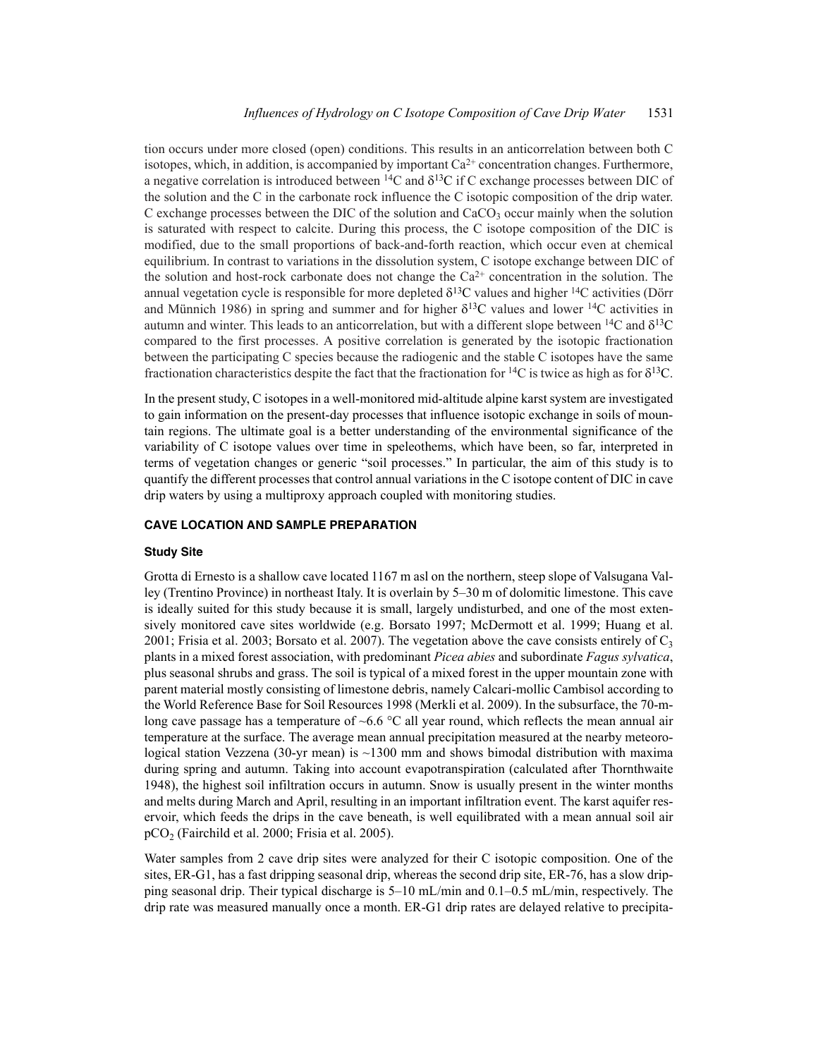tion occurs under more closed (open) conditions. This results in an anticorrelation between both C isotopes, which, in addition, is accompanied by important $Ca^{2+}$ concentration changes. Furthermore, a negative correlation is introduced between $^{14}C$ and $\delta^{13}C$ if C exchange processes between DIC of the solution and the C in the carbonate rock influence the C isotopic composition of the drip water. C exchange processes between the DIC of the solution and $CaCO_3$ occur mainly when the solution is saturated with respect to calcite. During this process, the C isotope composition of the DIC is modified, due to the small proportions of back-and-forth reaction, which occur even at chemical equilibrium. In contrast to variations in the dissolution system, C isotope exchange between DIC of the solution and host-rock carbonate does not change the $Ca^{2+}$ concentration in the solution. The annual vegetation cycle is responsible for more depleted $\delta^{13}C$ values and higher $^{14}C$ activities (Dörr and Münnich 1986) in spring and summer and for higher $\delta^{13}C$ values and lower $^{14}C$ activities in autumn and winter. This leads to an anticorrelation, but with a different slope between $^{14}C$ and $\delta^{13}C$ compared to the first processes. A positive correlation is generated by the isotopic fractionation between the participating C species because the radiogenic and the stable C isotopes have the same fractionation characteristics despite the fact that the fractionation for $^{14}C$ is twice as high as for $\delta^{13}C$.

In the present study, C isotopes in a well-monitored mid-altitude alpine karst system are investigated to gain information on the present-day processes that influence isotopic exchange in soils of mountain regions. The ultimate goal is a better understanding of the environmental significance of the variability of C isotope values over time in speleothems, which have been, so far, interpreted in terms of vegetation changes or generic "soil processes." In particular, the aim of this study is to quantify the different processes that control annual variations in the C isotope content of DIC in cave drip waters by using a multiproxy approach coupled with monitoring studies.

## CAVE LOCATION AND SAMPLE PREPARATION

### Study Site

Grotta di Ernesto is a shallow cave located 1167 m asl on the northern, steep slope of Valsugana Valley (Trentino Province) in northeast Italy. It is overlain by 5–30 m of dolomitic limestone. This cave is ideally suited for this study because it is small, largely undisturbed, and one of the most extensively monitored cave sites worldwide (e.g. Borsato 1997; McDermott et al. 1999; Huang et al. 2001; Frisia et al. 2003; Borsato et al. 2007). The vegetation above the cave consists entirely of $C_3$ plants in a mixed forest association, with predominant *Picea abies* and subordinate *Fagus sylvatica*, plus seasonal shrubs and grass. The soil is typical of a mixed forest in the upper mountain zone with parent material mostly consisting of limestone debris, namely Calcari-mollic Cambisol according to the World Reference Base for Soil Resources 1998 (Merkli et al. 2009). In the subsurface, the 70-m-long cave passage has a temperature of ~6.6 °C all year round, which reflects the mean annual air temperature at the surface. The average mean annual precipitation measured at the nearby meteorological station Vezzena (30-yr mean) is ~1300 mm and shows bimodal distribution with maxima during spring and autumn. Taking into account evapotranspiration (calculated after Thornthwaite 1948), the highest soil infiltration occurs in autumn. Snow is usually present in the winter months and melts during March and April, resulting in an important infiltration event. The karst aquifer reservoir, which feeds the drips in the cave beneath, is well equilibrated with a mean annual soil air $pCO_2$ (Fairchild et al. 2000; Frisia et al. 2005).

Water samples from 2 cave drip sites were analyzed for their C isotopic composition. One of the sites, ER-G1, has a fast dripping seasonal drip, whereas the second drip site, ER-76, has a slow dripping seasonal drip. Their typical discharge is 5–10 mL/min and 0.1–0.5 mL/min, respectively. The drip rate was measured manually once a month. ER-G1 drip rates are delayed relative to precipita-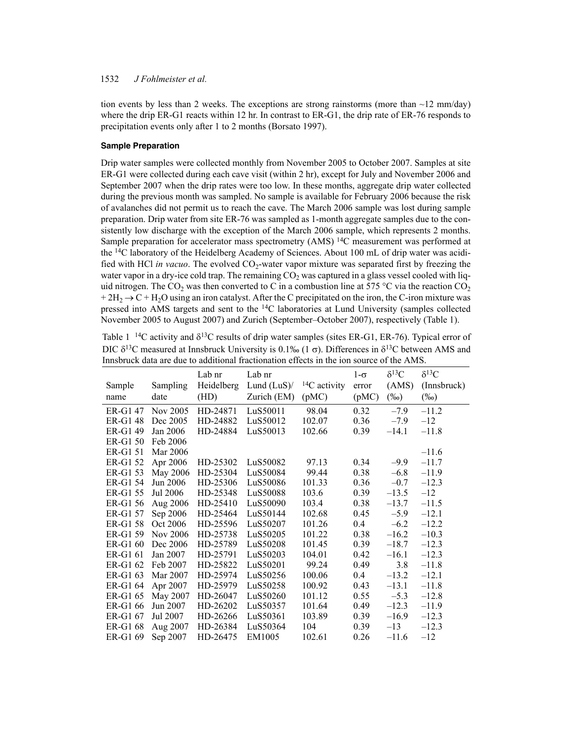tion events by less than 2 weeks. The exceptions are strong rainstorms (more than ~12 mm/day) where the drip ER-G1 reacts within 12 hr. In contrast to ER-G1, the drip rate of ER-76 responds to precipitation events only after 1 to 2 months (Borsato 1997).

### Sample Preparation

Drip water samples were collected monthly from November 2005 to October 2007. Samples at site ER-G1 were collected during each cave visit (within 2 hr), except for July and November 2006 and September 2007 when the drip rates were too low. In these months, aggregate drip water collected during the previous month was sampled. No sample is available for February 2006 because the risk of avalanches did not permit us to reach the cave. The March 2006 sample was lost during sample preparation. Drip water from site ER-76 was sampled as 1-month aggregate samples due to the consistently low discharge with the exception of the March 2006 sample, which represents 2 months. Sample preparation for accelerator mass spectrometry (AMS) $^{14}C$ measurement was performed at the $^{14}C$ laboratory of the Heidelberg Academy of Sciences. About 100 mL of drip water was acidified with HCl *in vacuo*. The evolved $CO_2$-water vapor mixture was separated first by freezing the water vapor in a dry-ice cold trap. The remaining $CO_2$ was captured in a glass vessel cooled with liquid nitrogen. The $CO_2$ was then converted to C in a combustion line at 575 °C via the reaction $CO_2 + 2H_2 \rightarrow C + H_2O$ using an iron catalyst. After the C precipitated on the iron, the C-iron mixture was pressed into AMS targets and sent to the $^{14}C$ laboratories at Lund University (samples collected November 2005 to August 2007) and Zurich (September–October 2007), respectively (Table 1).

Table 1 $^{14}C$ activity and $\delta^{13}C$ results of drip water samples (sites ER-G1, ER-76). Typical error of DIC $\delta^{13}C$ measured at Innsbruck University is 0.1‰ (1 σ). Differences in $\delta^{13}C$ between AMS and Innsbruck data are due to additional fractionation effects in the ion source of the AMS.

| Sample name | Sampling date | Lab nr Heidelberg (HD) | Lab nr Lund (LuS)/ Zurich (EM) | $^{14}C$ activity (pMC) | 1-σ error (pMC) | $\delta^{13}C$ (AMS) (‰) | $\delta^{13}C$ (Innsbruck) (‰) |
|---|---|---|---|---|---|---|---|
| ER-G1 47 | Nov 2005 | HD-24871 | LuS50011 | 98.04 | 0.32 | –7.9 | –11.2 |
| ER-G1 48 | Dec 2005 | HD-24882 | LuS50012 | 102.07 | 0.36 | –7.9 | –12 |
| ER-G1 49 | Jan 2006 | HD-24884 | LuS50013 | 102.66 | 0.39 | –14.1 | –11.8 |
| ER-G1 50 | Feb 2006 | | | | | | |
| ER-G1 51 | Mar 2006 | | | | | | –11.6 |
| ER-G1 52 | Apr 2006 | HD-25302 | LuS50082 | 97.13 | 0.34 | –9.9 | –11.7 |
| ER-G1 53 | May 2006 | HD-25304 | LuS50084 | 99.44 | 0.38 | –6.8 | –11.9 |
| ER-G1 54 | Jun 2006 | HD-25306 | LuS50086 | 101.33 | 0.36 | –0.7 | –12.3 |
| ER-G1 55 | Jul 2006 | HD-25348 | LuS50088 | 103.6 | 0.39 | –13.5 | –12 |
| ER-G1 56 | Aug 2006 | HD-25410 | LuS50090 | 103.4 | 0.38 | –13.7 | –11.5 |
| ER-G1 57 | Sep 2006 | HD-25464 | LuS50144 | 102.68 | 0.45 | –5.9 | –12.1 |
| ER-G1 58 | Oct 2006 | HD-25596 | LuS50207 | 101.26 | 0.4 | –6.2 | –12.2 |
| ER-G1 59 | Nov 2006 | HD-25738 | LuS50205 | 101.22 | 0.38 | –16.2 | –10.3 |
| ER-G1 60 | Dec 2006 | HD-25789 | LuS50208 | 101.45 | 0.39 | –18.7 | –12.3 |
| ER-G1 61 | Jan 2007 | HD-25791 | LuS50203 | 104.01 | 0.42 | –16.1 | –12.3 |
| ER-G1 62 | Feb 2007 | HD-25822 | LuS50201 | 99.24 | 0.49 | 3.8 | –11.8 |
| ER-G1 63 | Mar 2007 | HD-25974 | LuS50256 | 100.06 | 0.4 | –13.2 | –12.1 |
| ER-G1 64 | Apr 2007 | HD-25979 | LuS50258 | 100.92 | 0.43 | –13.1 | –11.8 |
| ER-G1 65 | May 2007 | HD-26047 | LuS50260 | 101.12 | 0.55 | –5.3 | –12.8 |
| ER-G1 66 | Jun 2007 | HD-26202 | LuS50357 | 101.64 | 0.49 | –12.3 | –11.9 |
| ER-G1 67 | Jul 2007 | HD-26266 | LuS50361 | 103.89 | 0.39 | –16.9 | –12.3 |
| ER-G1 68 | Aug 2007 | HD-26384 | LuS50364 | 104 | 0.39 | –13 | –12.3 |
| ER-G1 69 | Sep 2007 | HD-26475 | EM1005 | 102.61 | 0.26 | –11.6 | –12 |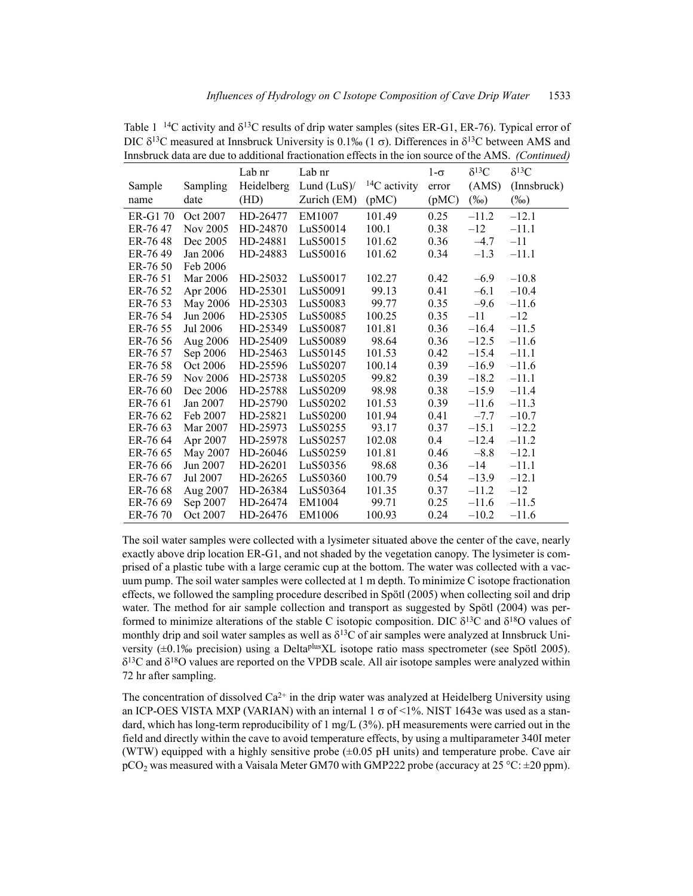Table 1 $^{14}C$ activity and $\delta^{13}C$ results of drip water samples (sites ER-G1, ER-76). Typical error of DIC $\delta^{13}C$ measured at Innsbruck University is 0.1‰ (1 σ). Differences in $\delta^{13}C$ between AMS and Innsbruck data are due to additional fractionation effects in the ion source of the AMS. *(Continued)*

| Sample name | Sampling date | Lab nr Heidelberg (HD) | Lab nr Lund (LuS)/ Zurich (EM) | $^{14}C$ activity (pMC) | 1-σ error (pMC) | $\delta^{13}C$ (AMS) (‰) | $\delta^{13}C$ (Innsbruck) (‰) |
|---|---|---|---|---|---|---|---|
| ER-G1 70 | Oct 2007 | HD-26477 | EM1007 | 101.49 | 0.25 | −11.2 | −12.1 |
| ER-76 47 | Nov 2005 | HD-24870 | LuS50014 | 100.1 | 0.38 | −12 | −11.1 |
| ER-76 48 | Dec 2005 | HD-24881 | LuS50015 | 101.62 | 0.36 | −4.7 | −11 |
| ER-76 49 | Jan 2006 | HD-24883 | LuS50016 | 101.62 | 0.34 | −1.3 | −11.1 |
| ER-76 50 | Feb 2006 | | | | | | |
| ER-76 51 | Mar 2006 | HD-25032 | LuS50017 | 102.27 | 0.42 | −6.9 | −10.8 |
| ER-76 52 | Apr 2006 | HD-25301 | LuS50091 | 99.13 | 0.41 | −6.1 | −10.4 |
| ER-76 53 | May 2006 | HD-25303 | LuS50083 | 99.77 | 0.35 | −9.6 | −11.6 |
| ER-76 54 | Jun 2006 | HD-25305 | LuS50085 | 100.25 | 0.35 | −11 | −12 |
| ER-76 55 | Jul 2006 | HD-25349 | LuS50087 | 101.81 | 0.36 | −16.4 | −11.5 |
| ER-76 56 | Aug 2006 | HD-25409 | LuS50089 | 98.64 | 0.36 | −12.5 | −11.6 |
| ER-76 57 | Sep 2006 | HD-25463 | LuS50145 | 101.53 | 0.42 | −15.4 | −11.1 |
| ER-76 58 | Oct 2006 | HD-25596 | LuS50207 | 100.14 | 0.39 | −16.9 | −11.6 |
| ER-76 59 | Nov 2006 | HD-25738 | LuS50205 | 99.82 | 0.39 | −18.2 | −11.1 |
| ER-76 60 | Dec 2006 | HD-25788 | LuS50209 | 98.98 | 0.38 | −15.9 | −11.4 |
| ER-76 61 | Jan 2007 | HD-25790 | LuS50202 | 101.53 | 0.39 | −11.6 | −11.3 |
| ER-76 62 | Feb 2007 | HD-25821 | LuS50200 | 101.94 | 0.41 | −7.7 | −10.7 |
| ER-76 63 | Mar 2007 | HD-25973 | LuS50255 | 93.17 | 0.37 | −15.1 | −12.2 |
| ER-76 64 | Apr 2007 | HD-25978 | LuS50257 | 102.08 | 0.4 | −12.4 | −11.2 |
| ER-76 65 | May 2007 | HD-26046 | LuS50259 | 101.81 | 0.46 | −8.8 | −12.1 |
| ER-76 66 | Jun 2007 | HD-26201 | LuS50356 | 98.68 | 0.36 | −14 | −11.1 |
| ER-76 67 | Jul 2007 | HD-26265 | LuS50360 | 100.79 | 0.54 | −13.9 | −12.1 |
| ER-76 68 | Aug 2007 | HD-26384 | LuS50364 | 101.35 | 0.37 | −11.2 | −12 |
| ER-76 69 | Sep 2007 | HD-26474 | EM1004 | 99.71 | 0.25 | −11.6 | −11.5 |
| ER-76 70 | Oct 2007 | HD-26476 | EM1006 | 100.93 | 0.24 | −10.2 | −11.6 |

The soil water samples were collected with a lysimeter situated above the center of the cave, nearly exactly above drip location ER-G1, and not shaded by the vegetation canopy. The lysimeter is comprised of a plastic tube with a large ceramic cup at the bottom. The water was collected with a vacuum pump. The soil water samples were collected at 1 m depth. To minimize C isotope fractionation effects, we followed the sampling procedure described in Spötl (2005) when collecting soil and drip water. The method for air sample collection and transport as suggested by Spötl (2004) was performed to minimize alterations of the stable C isotopic composition. DIC $\delta^{13}C$ and $\delta^{18}O$ values of monthly drip and soil water samples as well as $\delta^{13}C$ of air samples were analyzed at Innsbruck University (±0.1‰ precision) using a Delta$^{plus}$XL isotope ratio mass spectrometer (see Spötl 2005). $\delta^{13}C$ and $\delta^{18}O$ values are reported on the VPDB scale. All air isotope samples were analyzed within 72 hr after sampling.

The concentration of dissolved $Ca^{2+}$ in the drip water was analyzed at Heidelberg University using an ICP-OES VISTA MXP (VARIAN) with an internal 1 σ of <1%. NIST 1643e was used as a standard, which has long-term reproducibility of 1 mg/L (3%). pH measurements were carried out in the field and directly within the cave to avoid temperature effects, by using a multiparameter 340I meter (WTW) equipped with a highly sensitive probe (±0.05 pH units) and temperature probe. Cave air $pCO_2$ was measured with a Vaisala Meter GM70 with GMP222 probe (accuracy at 25 °C: ±20 ppm).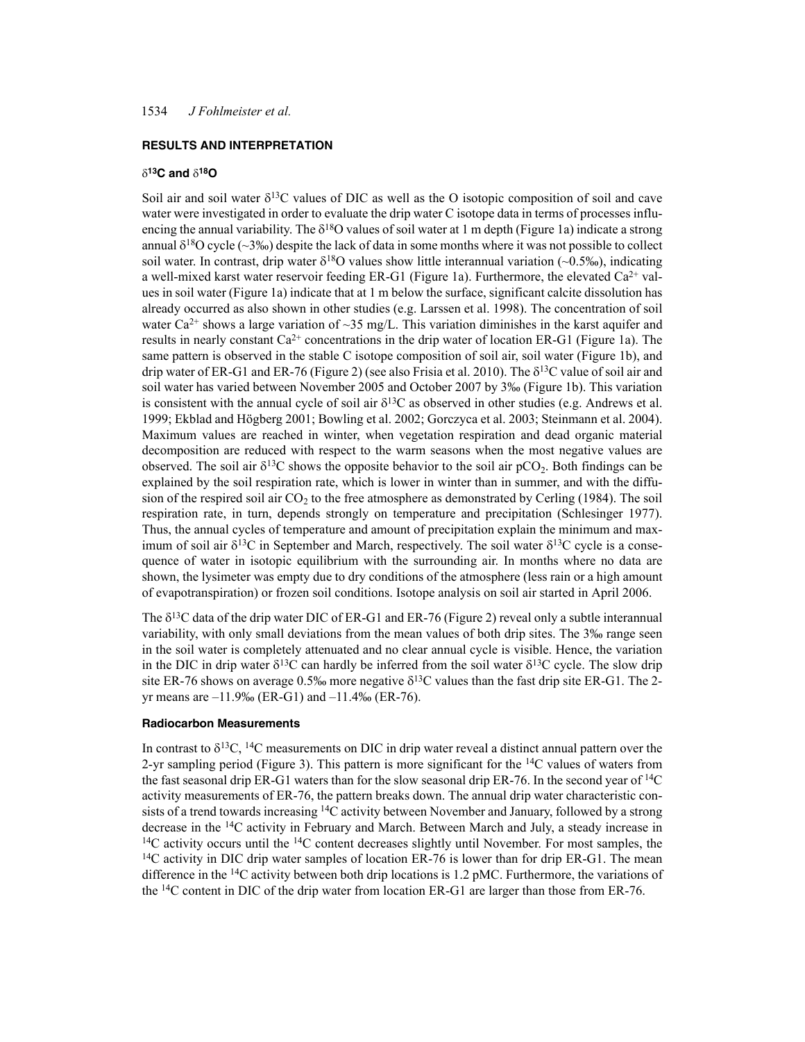## RESULTS AND INTERPRETATION

### $\delta^{13}C$ and $\delta^{18}O$

Soil air and soil water $\delta^{13}C$ values of DIC as well as the O isotopic composition of soil and cave water were investigated in order to evaluate the drip water C isotope data in terms of processes influencing the annual variability. The $\delta^{18}O$ values of soil water at 1 m depth (Figure 1a) indicate a strong annual $\delta^{18}O$ cycle (~3‰) despite the lack of data in some months where it was not possible to collect soil water. In contrast, drip water $\delta^{18}O$ values show little interannual variation (~0.5‰), indicating a well-mixed karst water reservoir feeding ER-G1 (Figure 1a). Furthermore, the elevated $Ca^{2+}$ values in soil water (Figure 1a) indicate that at 1 m below the surface, significant calcite dissolution has already occurred as also shown in other studies (e.g. Larssen et al. 1998). The concentration of soil water $Ca^{2+}$ shows a large variation of ~35 mg/L. This variation diminishes in the karst aquifer and results in nearly constant $Ca^{2+}$ concentrations in the drip water of location ER-G1 (Figure 1a). The same pattern is observed in the stable C isotope composition of soil air, soil water (Figure 1b), and drip water of ER-G1 and ER-76 (Figure 2) (see also Frisia et al. 2010). The $\delta^{13}C$ value of soil air and soil water has varied between November 2005 and October 2007 by 3‰ (Figure 1b). This variation is consistent with the annual cycle of soil air $\delta^{13}C$ as observed in other studies (e.g. Andrews et al. 1999; Ekblad and Högberg 2001; Bowling et al. 2002; Gorczyca et al. 2003; Steinmann et al. 2004). Maximum values are reached in winter, when vegetation respiration and dead organic material decomposition are reduced with respect to the warm seasons when the most negative values are observed. The soil air $\delta^{13}C$ shows the opposite behavior to the soil air $pCO_2$. Both findings can be explained by the soil respiration rate, which is lower in winter than in summer, and with the diffusion of the respired soil air $CO_2$ to the free atmosphere as demonstrated by Cerling (1984). The soil respiration rate, in turn, depends strongly on temperature and precipitation (Schlesinger 1977). Thus, the annual cycles of temperature and amount of precipitation explain the minimum and maximum of soil air $\delta^{13}C$ in September and March, respectively. The soil water $\delta^{13}C$ cycle is a consequence of water in isotopic equilibrium with the surrounding air. In months where no data are shown, the lysimeter was empty due to dry conditions of the atmosphere (less rain or a high amount of evapotranspiration) or frozen soil conditions. Isotope analysis on soil air started in April 2006.

The $\delta^{13}C$ data of the drip water DIC of ER-G1 and ER-76 (Figure 2) reveal only a subtle interannual variability, with only small deviations from the mean values of both drip sites. The 3‰ range seen in the soil water is completely attenuated and no clear annual cycle is visible. Hence, the variation in the DIC in drip water $\delta^{13}C$ can hardly be inferred from the soil water $\delta^{13}C$ cycle. The slow drip site ER-76 shows on average 0.5‰ more negative $\delta^{13}C$ values than the fast drip site ER-G1. The 2-yr means are –11.9‰ (ER-G1) and –11.4‰ (ER-76).

### Radiocarbon Measurements

In contrast to $\delta^{13}C$, $^{14}C$ measurements on DIC in drip water reveal a distinct annual pattern over the 2-yr sampling period (Figure 3). This pattern is more significant for the $^{14}C$ values of waters from the fast seasonal drip ER-G1 waters than for the slow seasonal drip ER-76. In the second year of $^{14}C$ activity measurements of ER-76, the pattern breaks down. The annual drip water characteristic consists of a trend towards increasing $^{14}C$ activity between November and January, followed by a strong decrease in the $^{14}C$ activity in February and March. Between March and July, a steady increase in $^{14}C$ activity occurs until the $^{14}C$ content decreases slightly until November. For most samples, the $^{14}C$ activity in DIC drip water samples of location ER-76 is lower than for drip ER-G1. The mean difference in the $^{14}C$ activity between both drip locations is 1.2 pMC. Furthermore, the variations of the $^{14}C$ content in DIC of the drip water from location ER-G1 are larger than those from ER-76.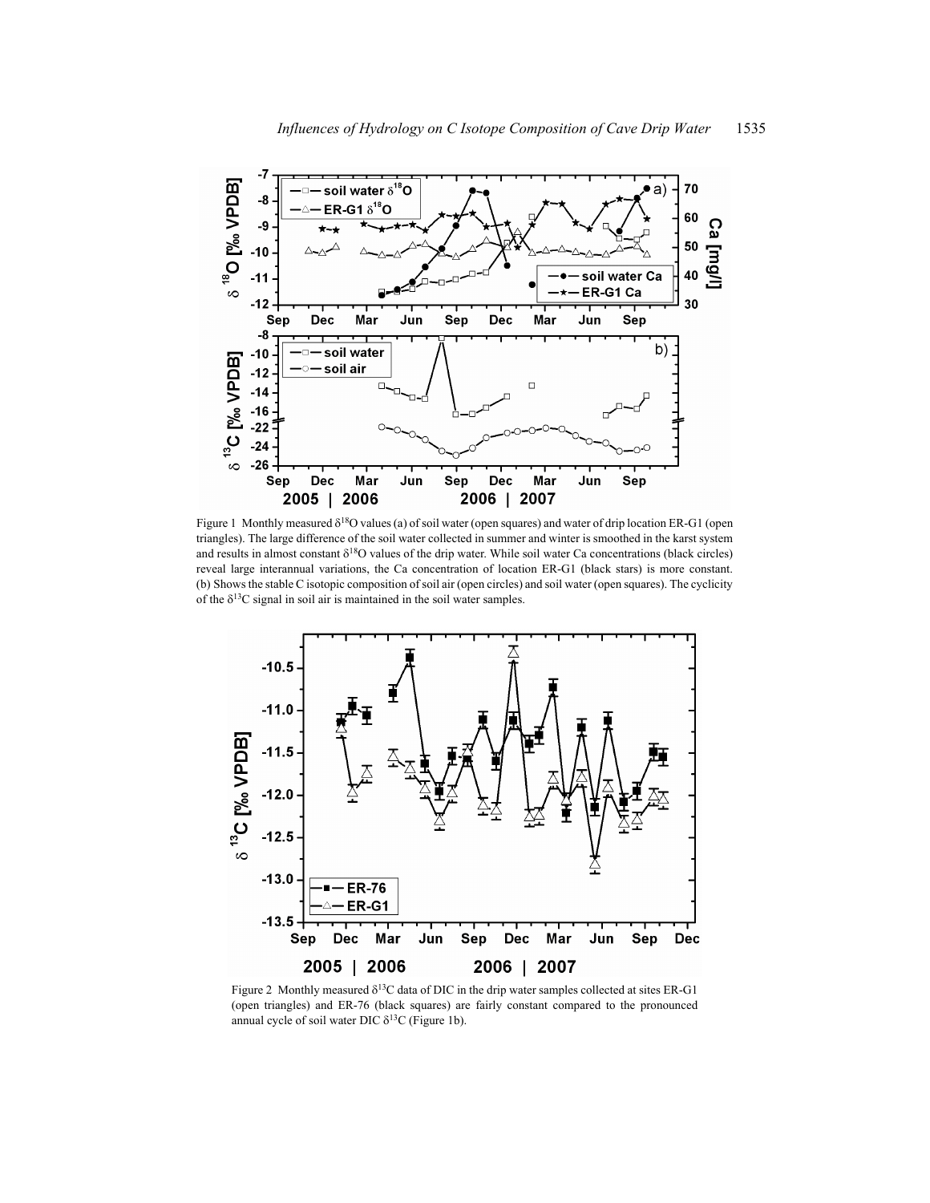Figure 1 Monthly measured $\delta^{18}$O values (a) of soil water (open squares) and water of drip location ER-G1 (open triangles). The large difference of the soil water collected in summer and winter is smoothed in the karst system and results in almost constant $\delta^{18}$O values of the drip water. While soil water Ca concentrations (black circles) reveal large interannual variations, the Ca concentration of location ER-G1 (black stars) is more constant. (b) Shows the stable C isotopic composition of soil air (open circles) and soil water (open squares). The cyclicity of the $\delta^{13}$C signal in soil air is maintained in the soil water samples.

Figure 2 Monthly measured $\delta^{13}$C data of DIC in the drip water samples collected at sites ER-G1 (open triangles) and ER-76 (black squares) are fairly constant compared to the pronounced annual cycle of soil water DIC $\delta^{13}$C (Figure 1b).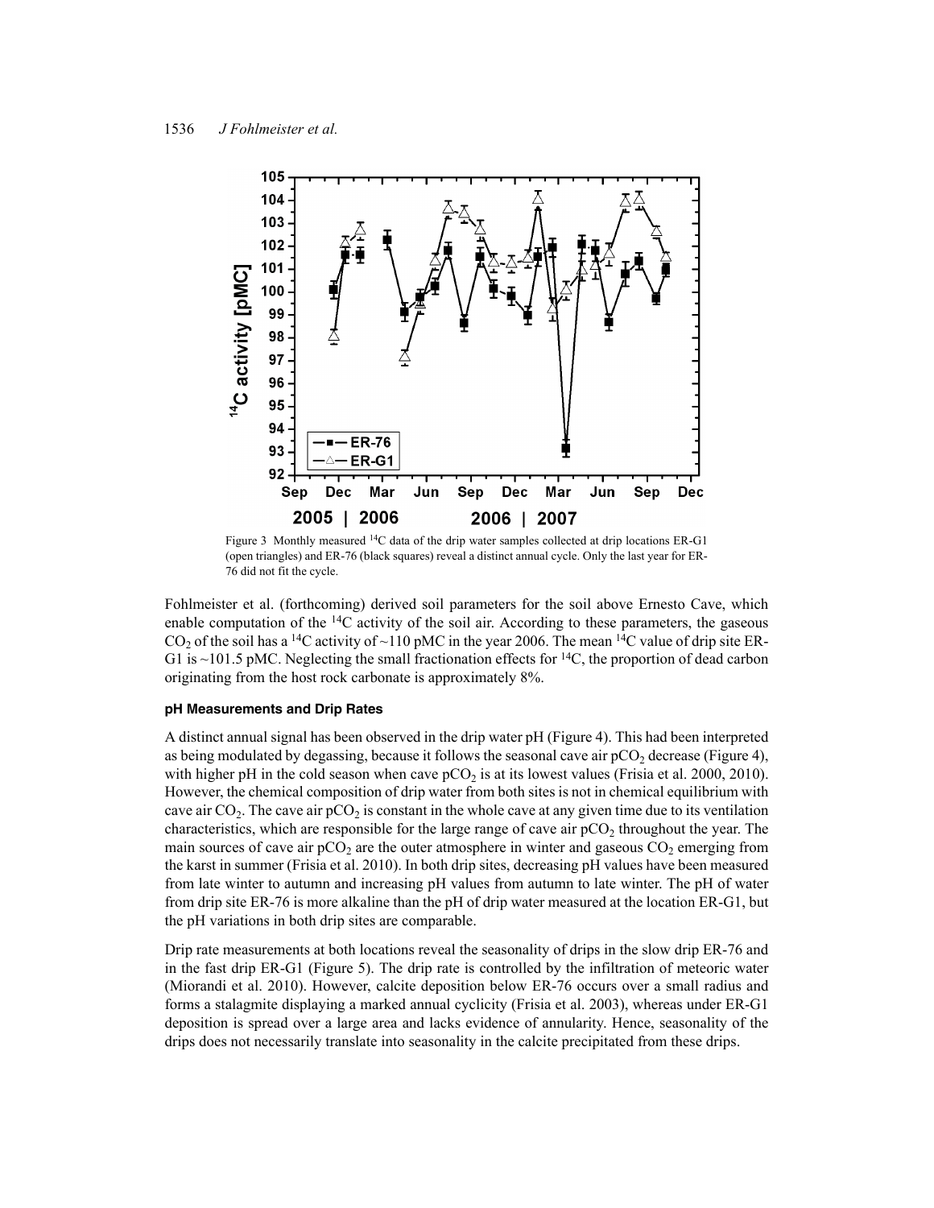Figure 3 Monthly measured $^{14}C$ data of the drip water samples collected at drip locations ER-G1 (open triangles) and ER-76 (black squares) reveal a distinct annual cycle. Only the last year for ER-76 did not fit the cycle.

Fohlmeister et al. (forthcoming) derived soil parameters for the soil above Ernesto Cave, which enable computation of the $^{14}C$ activity of the soil air. According to these parameters, the gaseous $CO_2$ of the soil has a $^{14}C$ activity of ~110 pMC in the year 2006. The mean $^{14}C$ value of drip site ER-G1 is ~101.5 pMC. Neglecting the small fractionation effects for $^{14}C$, the proportion of dead carbon originating from the host rock carbonate is approximately 8%.

#### pH Measurements and Drip Rates

A distinct annual signal has been observed in the drip water pH (Figure 4). This had been interpreted as being modulated by degassing, because it follows the seasonal cave air $pCO_2$ decrease (Figure 4), with higher pH in the cold season when cave $pCO_2$ is at its lowest values (Frisia et al. 2000, 2010). However, the chemical composition of drip water from both sites is not in chemical equilibrium with cave air $CO_2$. The cave air $pCO_2$ is constant in the whole cave at any given time due to its ventilation characteristics, which are responsible for the large range of cave air $pCO_2$ throughout the year. The main sources of cave air $pCO_2$ are the outer atmosphere in winter and gaseous $CO_2$ emerging from the karst in summer (Frisia et al. 2010). In both drip sites, decreasing pH values have been measured from late winter to autumn and increasing pH values from autumn to late winter. The pH of water from drip site ER-76 is more alkaline than the pH of drip water measured at the location ER-G1, but the pH variations in both drip sites are comparable.

Drip rate measurements at both locations reveal the seasonality of drips in the slow drip ER-76 and in the fast drip ER-G1 (Figure 5). The drip rate is controlled by the infiltration of meteoric water (Miorandi et al. 2010). However, calcite deposition below ER-76 occurs over a small radius and forms a stalagmite displaying a marked annual cyclicity (Frisia et al. 2003), whereas under ER-G1 deposition is spread over a large area and lacks evidence of annularity. Hence, seasonality of the drips does not necessarily translate into seasonality in the calcite precipitated from these drips.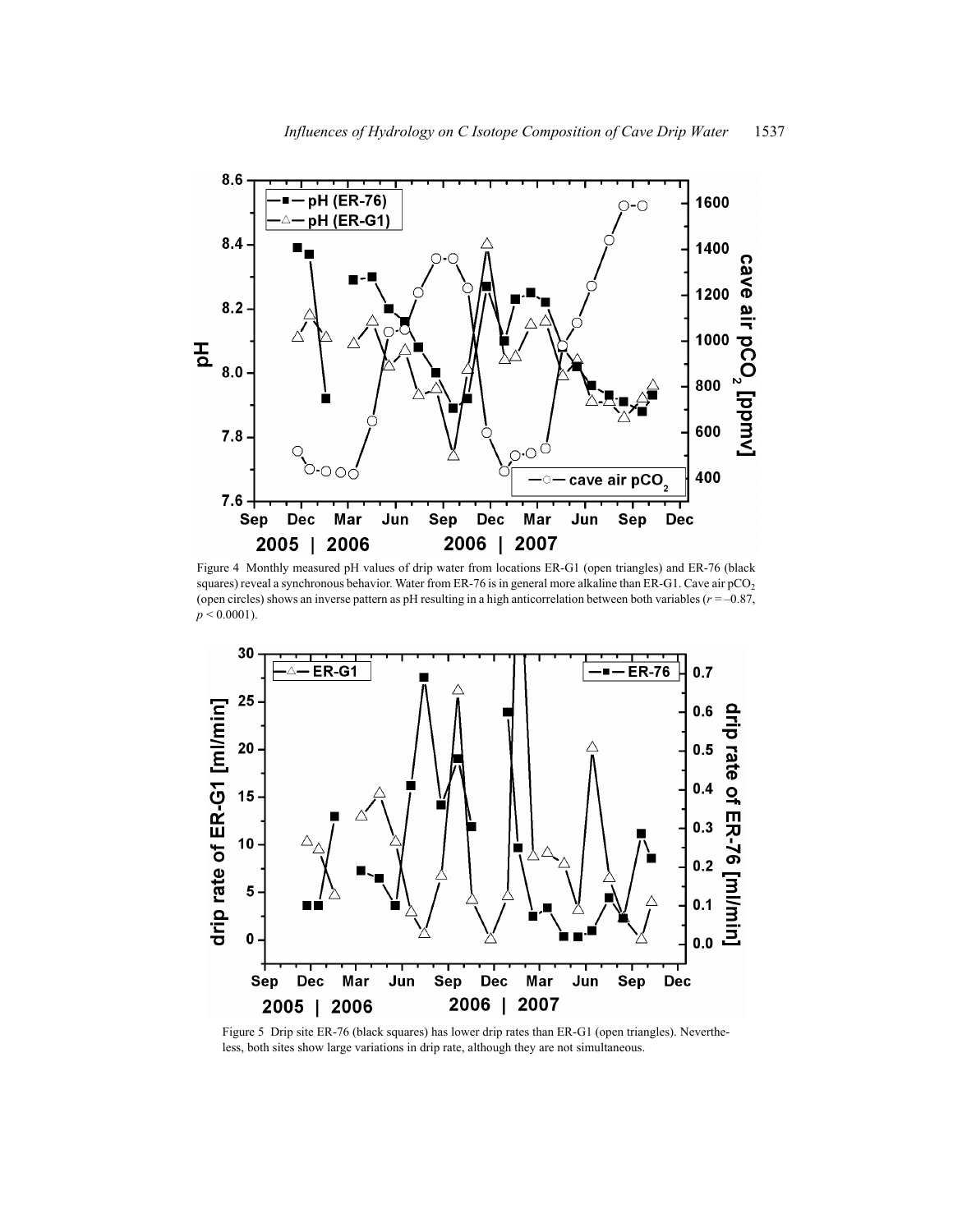Figure 4 Monthly measured pH values of drip water from locations ER-G1 (open triangles) and ER-76 (black squares) reveal a synchronous behavior. Water from ER-76 is in general more alkaline than ER-G1. Cave air $pCO_2$ (open circles) shows an inverse pattern as pH resulting in a high anticorrelation between both variables ($r = -0.87$, $p < 0.0001$).

Figure 5 Drip site ER-76 (black squares) has lower drip rates than ER-G1 (open triangles). Nevertheless, both sites show large variations in drip rate, although they are not simultaneous.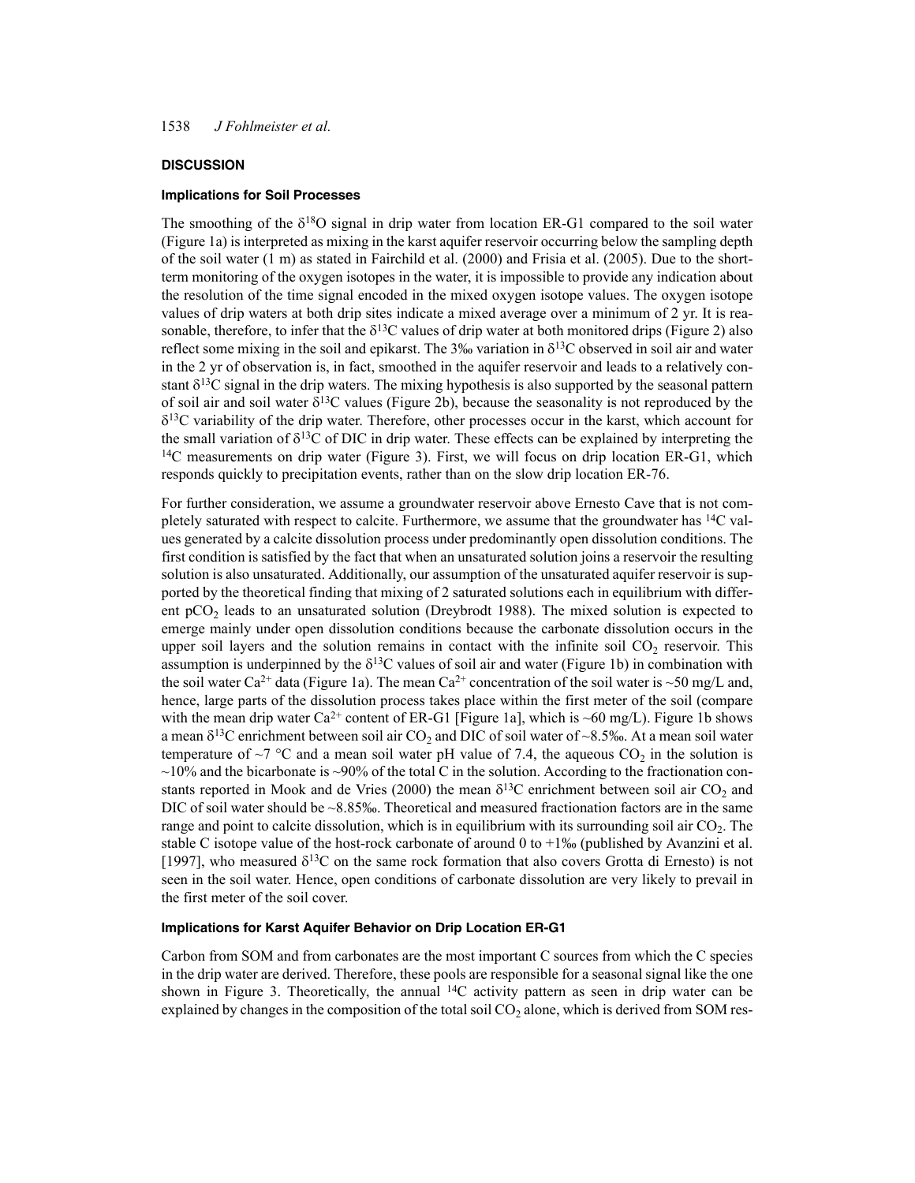## DISCUSSION

### Implications for Soil Processes

The smoothing of the $\delta^{18}O$ signal in drip water from location ER-G1 compared to the soil water (Figure 1a) is interpreted as mixing in the karst aquifer reservoir occurring below the sampling depth of the soil water (1 m) as stated in Fairchild et al. (2000) and Frisia et al. (2005). Due to the short-term monitoring of the oxygen isotopes in the water, it is impossible to provide any indication about the resolution of the time signal encoded in the mixed oxygen isotope values. The oxygen isotope values of drip waters at both drip sites indicate a mixed average over a minimum of 2 yr. It is reasonable, therefore, to infer that the $\delta^{13}C$ values of drip water at both monitored drips (Figure 2) also reflect some mixing in the soil and epikarst. The 3‰ variation in $\delta^{13}C$ observed in soil air and water in the 2 yr of observation is, in fact, smoothed in the aquifer reservoir and leads to a relatively constant $\delta^{13}C$ signal in the drip waters. The mixing hypothesis is also supported by the seasonal pattern of soil air and soil water $\delta^{13}C$ values (Figure 2b), because the seasonality is not reproduced by the $\delta^{13}C$ variability of the drip water. Therefore, other processes occur in the karst, which account for the small variation of $\delta^{13}C$ of DIC in drip water. These effects can be explained by interpreting the $^{14}C$ measurements on drip water (Figure 3). First, we will focus on drip location ER-G1, which responds quickly to precipitation events, rather than on the slow drip location ER-76.

For further consideration, we assume a groundwater reservoir above Ernesto Cave that is not completely saturated with respect to calcite. Furthermore, we assume that the groundwater has $^{14}C$ values generated by a calcite dissolution process under predominantly open dissolution conditions. The first condition is satisfied by the fact that when an unsaturated solution joins a reservoir the resulting solution is also unsaturated. Additionally, our assumption of the unsaturated aquifer reservoir is supported by the theoretical finding that mixing of 2 saturated solutions each in equilibrium with different $pCO_2$ leads to an unsaturated solution (Dreybrodt 1988). The mixed solution is expected to emerge mainly under open dissolution conditions because the carbonate dissolution occurs in the upper soil layers and the solution remains in contact with the infinite soil $CO_2$ reservoir. This assumption is underpinned by the $\delta^{13}C$ values of soil air and water (Figure 1b) in combination with the soil water $Ca^{2+}$ data (Figure 1a). The mean $Ca^{2+}$ concentration of the soil water is ~50 mg/L and, hence, large parts of the dissolution process takes place within the first meter of the soil (compare with the mean drip water $Ca^{2+}$ content of ER-G1 [Figure 1a], which is ~60 mg/L). Figure 1b shows a mean $\delta^{13}C$ enrichment between soil air $CO_2$ and DIC of soil water of ~8.5‰. At a mean soil water temperature of ~7 °C and a mean soil water pH value of 7.4, the aqueous $CO_2$ in the solution is ~10% and the bicarbonate is ~90% of the total C in the solution. According to the fractionation constants reported in Mook and de Vries (2000) the mean $\delta^{13}C$ enrichment between soil air $CO_2$ and DIC of soil water should be ~8.85‰. Theoretical and measured fractionation factors are in the same range and point to calcite dissolution, which is in equilibrium with its surrounding soil air $CO_2$. The stable C isotope value of the host-rock carbonate of around 0 to +1‰ (published by Avanzini et al. [1997], who measured $\delta^{13}C$ on the same rock formation that also covers Grotta di Ernesto) is not seen in the soil water. Hence, open conditions of carbonate dissolution are very likely to prevail in the first meter of the soil cover.

### Implications for Karst Aquifer Behavior on Drip Location ER-G1

Carbon from SOM and from carbonates are the most important C sources from which the C species in the drip water are derived. Therefore, these pools are responsible for a seasonal signal like the one shown in Figure 3. Theoretically, the annual $^{14}C$ activity pattern as seen in drip water can be explained by changes in the composition of the total soil $CO_2$ alone, which is derived from SOM res-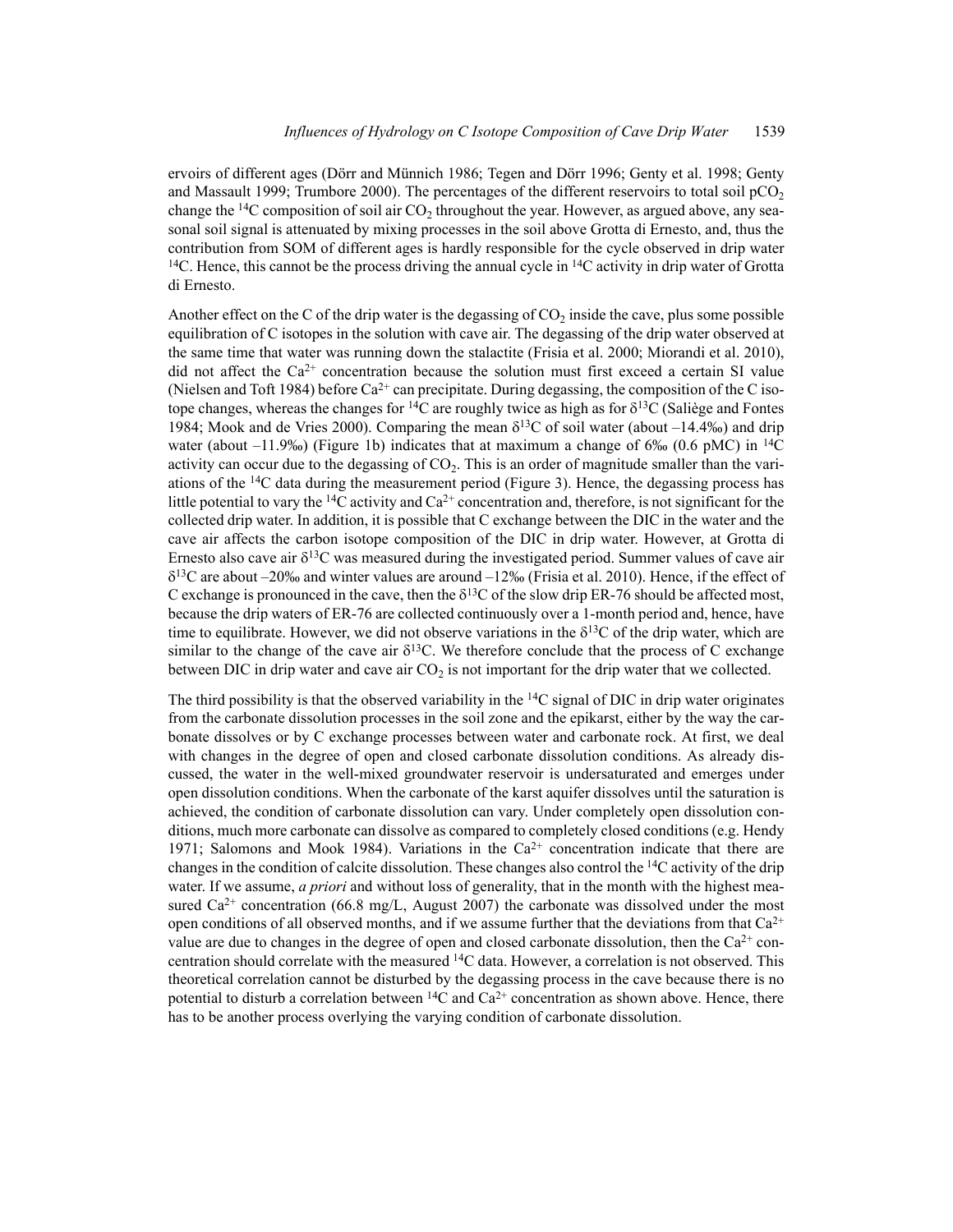ervoirs of different ages (Dörr and Münnich 1986; Tegen and Dörr 1996; Genty et al. 1998; Genty and Massault 1999; Trumbore 2000). The percentages of the different reservoirs to total soil $pCO_2$ change the $^{14}C$ composition of soil air $CO_2$ throughout the year. However, as argued above, any seasonal soil signal is attenuated by mixing processes in the soil above Grotta di Ernesto, and, thus the contribution from SOM of different ages is hardly responsible for the cycle observed in drip water $^{14}C$. Hence, this cannot be the process driving the annual cycle in $^{14}C$ activity in drip water of Grotta di Ernesto.

Another effect on the C of the drip water is the degassing of $CO_2$ inside the cave, plus some possible equilibration of C isotopes in the solution with cave air. The degassing of the drip water observed at the same time that water was running down the stalactite (Frisia et al. 2000; Miorandi et al. 2010), did not affect the $Ca^{2+}$ concentration because the solution must first exceed a certain SI value (Nielsen and Toft 1984) before $Ca^{2+}$ can precipitate. During degassing, the composition of the C isotope changes, whereas the changes for $^{14}C$ are roughly twice as high as for $\delta^{13}C$ (Saliège and Fontes 1984; Mook and de Vries 2000). Comparing the mean $\delta^{13}C$ of soil water (about –14.4‰) and drip water (about –11.9‰) (Figure 1b) indicates that at maximum a change of 6‰ (0.6 pMC) in $^{14}C$ activity can occur due to the degassing of $CO_2$. This is an order of magnitude smaller than the variations of the $^{14}C$ data during the measurement period (Figure 3). Hence, the degassing process has little potential to vary the $^{14}C$ activity and $Ca^{2+}$ concentration and, therefore, is not significant for the collected drip water. In addition, it is possible that C exchange between the DIC in the water and the cave air affects the carbon isotope composition of the DIC in drip water. However, at Grotta di Ernesto also cave air $\delta^{13}C$ was measured during the investigated period. Summer values of cave air $\delta^{13}C$ are about –20‰ and winter values are around –12‰ (Frisia et al. 2010). Hence, if the effect of C exchange is pronounced in the cave, then the $\delta^{13}C$ of the slow drip ER-76 should be affected most, because the drip waters of ER-76 are collected continuously over a 1-month period and, hence, have time to equilibrate. However, we did not observe variations in the $\delta^{13}C$ of the drip water, which are similar to the change of the cave air $\delta^{13}C$. We therefore conclude that the process of C exchange between DIC in drip water and cave air $CO_2$ is not important for the drip water that we collected.

The third possibility is that the observed variability in the $^{14}C$ signal of DIC in drip water originates from the carbonate dissolution processes in the soil zone and the epikarst, either by the way the carbonate dissolves or by C exchange processes between water and carbonate rock. At first, we deal with changes in the degree of open and closed carbonate dissolution conditions. As already discussed, the water in the well-mixed groundwater reservoir is undersaturated and emerges under open dissolution conditions. When the carbonate of the karst aquifer dissolves until the saturation is achieved, the condition of carbonate dissolution can vary. Under completely open dissolution conditions, much more carbonate can dissolve as compared to completely closed conditions (e.g. Hendy 1971; Salomons and Mook 1984). Variations in the $Ca^{2+}$ concentration indicate that there are changes in the condition of calcite dissolution. These changes also control the $^{14}C$ activity of the drip water. If we assume, *a priori* and without loss of generality, that in the month with the highest measured $Ca^{2+}$ concentration (66.8 mg/L, August 2007) the carbonate was dissolved under the most open conditions of all observed months, and if we assume further that the deviations from that $Ca^{2+}$ value are due to changes in the degree of open and closed carbonate dissolution, then the $Ca^{2+}$ concentration should correlate with the measured $^{14}C$ data. However, a correlation is not observed. This theoretical correlation cannot be disturbed by the degassing process in the cave because there is no potential to disturb a correlation between $^{14}C$ and $Ca^{2+}$ concentration as shown above. Hence, there has to be another process overlying the varying condition of carbonate dissolution.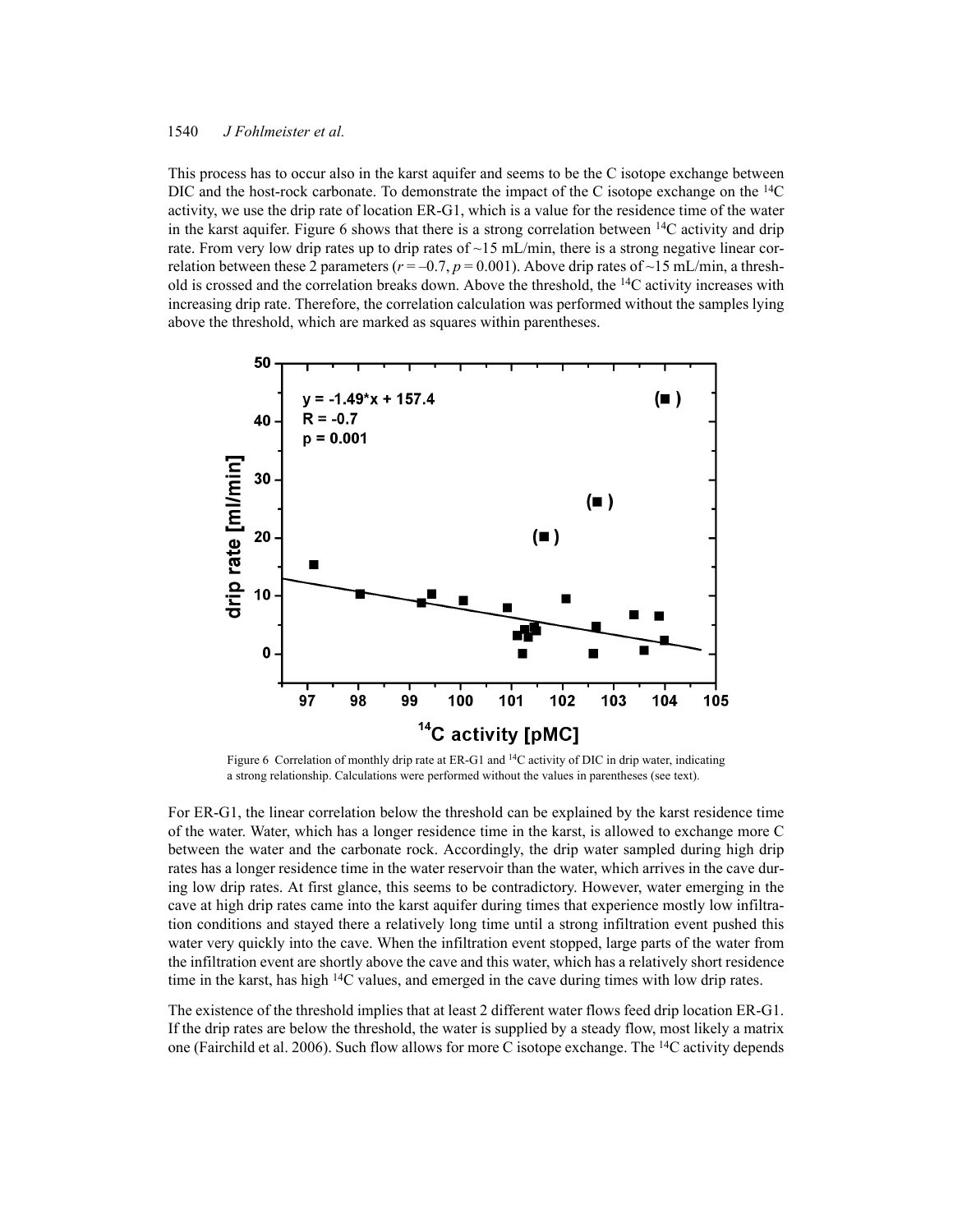This process has to occur also in the karst aquifer and seems to be the C isotope exchange between DIC and the host-rock carbonate. To demonstrate the impact of the C isotope exchange on the $^{14}C$ activity, we use the drip rate of location ER-G1, which is a value for the residence time of the water in the karst aquifer. Figure 6 shows that there is a strong correlation between $^{14}C$ activity and drip rate. From very low drip rates up to drip rates of ~15 mL/min, there is a strong negative linear correlation between these 2 parameters ($r = -0.7$, $p = 0.001$). Above drip rates of ~15 mL/min, a threshold is crossed and the correlation breaks down. Above the threshold, the $^{14}C$ activity increases with increasing drip rate. Therefore, the correlation calculation was performed without the samples lying above the threshold, which are marked as squares within parentheses.

Figure 6 Correlation of monthly drip rate at ER-G1 and $^{14}C$ activity of DIC in drip water, indicating a strong relationship. Calculations were performed without the values in parentheses (see text).

For ER-G1, the linear correlation below the threshold can be explained by the karst residence time of the water. Water, which has a longer residence time in the karst, is allowed to exchange more C between the water and the carbonate rock. Accordingly, the drip water sampled during high drip rates has a longer residence time in the water reservoir than the water, which arrives in the cave during low drip rates. At first glance, this seems to be contradictory. However, water emerging in the cave at high drip rates came into the karst aquifer during times that experience mostly low infiltration conditions and stayed there a relatively long time until a strong infiltration event pushed this water very quickly into the cave. When the infiltration event stopped, large parts of the water from the infiltration event are shortly above the cave and this water, which has a relatively short residence time in the karst, has high $^{14}C$ values, and emerged in the cave during times with low drip rates.

The existence of the threshold implies that at least 2 different water flows feed drip location ER-G1. If the drip rates are below the threshold, the water is supplied by a steady flow, most likely a matrix one (Fairchild et al. 2006). Such flow allows for more C isotope exchange. The $^{14}C$ activity depends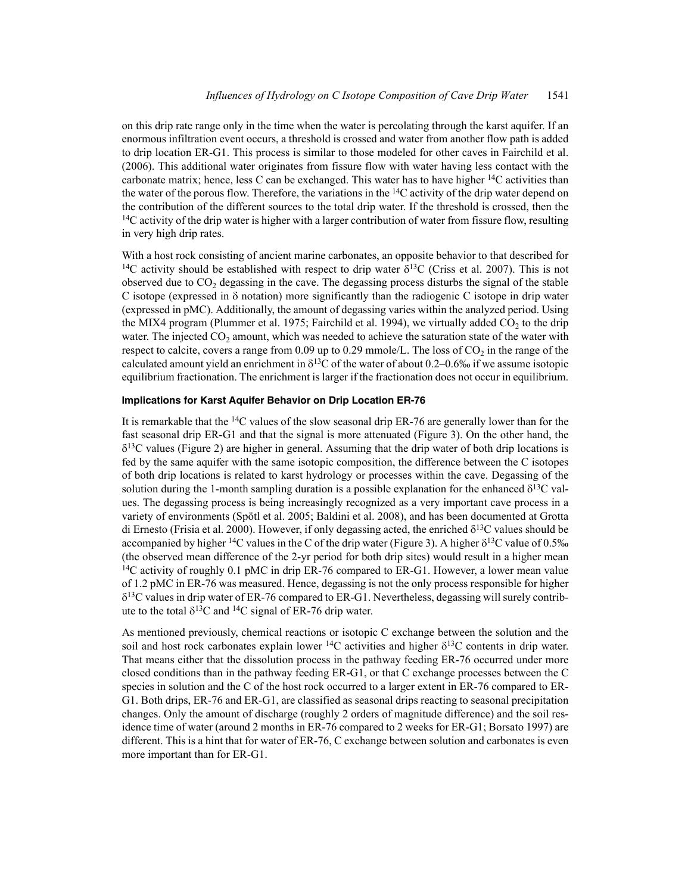on this drip rate range only in the time when the water is percolating through the karst aquifer. If an enormous infiltration event occurs, a threshold is crossed and water from another flow path is added to drip location ER-G1. This process is similar to those modeled for other caves in Fairchild et al. (2006). This additional water originates from fissure flow with water having less contact with the carbonate matrix; hence, less C can be exchanged. This water has to have higher $^{14}C$ activities than the water of the porous flow. Therefore, the variations in the $^{14}C$ activity of the drip water depend on the contribution of the different sources to the total drip water. If the threshold is crossed, then the $^{14}C$ activity of the drip water is higher with a larger contribution of water from fissure flow, resulting in very high drip rates.

With a host rock consisting of ancient marine carbonates, an opposite behavior to that described for $^{14}C$ activity should be established with respect to drip water $\delta^{13}C$ (Criss et al. 2007). This is not observed due to $CO_2$ degassing in the cave. The degassing process disturbs the signal of the stable C isotope (expressed in $\delta$ notation) more significantly than the radiogenic C isotope in drip water (expressed in pMC). Additionally, the amount of degassing varies within the analyzed period. Using the MIX4 program (Plummer et al. 1975; Fairchild et al. 1994), we virtually added $CO_2$ to the drip water. The injected $CO_2$ amount, which was needed to achieve the saturation state of the water with respect to calcite, covers a range from 0.09 up to 0.29 mmole/L. The loss of $CO_2$ in the range of the calculated amount yield an enrichment in $\delta^{13}C$ of the water of about 0.2–0.6‰ if we assume isotopic equilibrium fractionation. The enrichment is larger if the fractionation does not occur in equilibrium.

#### Implications for Karst Aquifer Behavior on Drip Location ER-76

It is remarkable that the $^{14}C$ values of the slow seasonal drip ER-76 are generally lower than for the fast seasonal drip ER-G1 and that the signal is more attenuated (Figure 3). On the other hand, the $\delta^{13}C$ values (Figure 2) are higher in general. Assuming that the drip water of both drip locations is fed by the same aquifer with the same isotopic composition, the difference between the C isotopes of both drip locations is related to karst hydrology or processes within the cave. Degassing of the solution during the 1-month sampling duration is a possible explanation for the enhanced $\delta^{13}C$ values. The degassing process is being increasingly recognized as a very important cave process in a variety of environments (Spötl et al. 2005; Baldini et al. 2008), and has been documented at Grotta di Ernesto (Frisia et al. 2000). However, if only degassing acted, the enriched $\delta^{13}C$ values should be accompanied by higher $^{14}C$ values in the C of the drip water (Figure 3). A higher $\delta^{13}C$ value of 0.5‰ (the observed mean difference of the 2-yr period for both drip sites) would result in a higher mean $^{14}C$ activity of roughly 0.1 pMC in drip ER-76 compared to ER-G1. However, a lower mean value of 1.2 pMC in ER-76 was measured. Hence, degassing is not the only process responsible for higher $\delta^{13}C$ values in drip water of ER-76 compared to ER-G1. Nevertheless, degassing will surely contribute to the total $\delta^{13}C$ and $^{14}C$ signal of ER-76 drip water.

As mentioned previously, chemical reactions or isotopic C exchange between the solution and the soil and host rock carbonates explain lower $^{14}C$ activities and higher $\delta^{13}C$ contents in drip water. That means either that the dissolution process in the pathway feeding ER-76 occurred under more closed conditions than in the pathway feeding ER-G1, or that C exchange processes between the C species in solution and the C of the host rock occurred to a larger extent in ER-76 compared to ER-G1. Both drips, ER-76 and ER-G1, are classified as seasonal drips reacting to seasonal precipitation changes. Only the amount of discharge (roughly 2 orders of magnitude difference) and the soil residence time of water (around 2 months in ER-76 compared to 2 weeks for ER-G1; Borsato 1997) are different. This is a hint that for water of ER-76, C exchange between solution and carbonates is even more important than for ER-G1.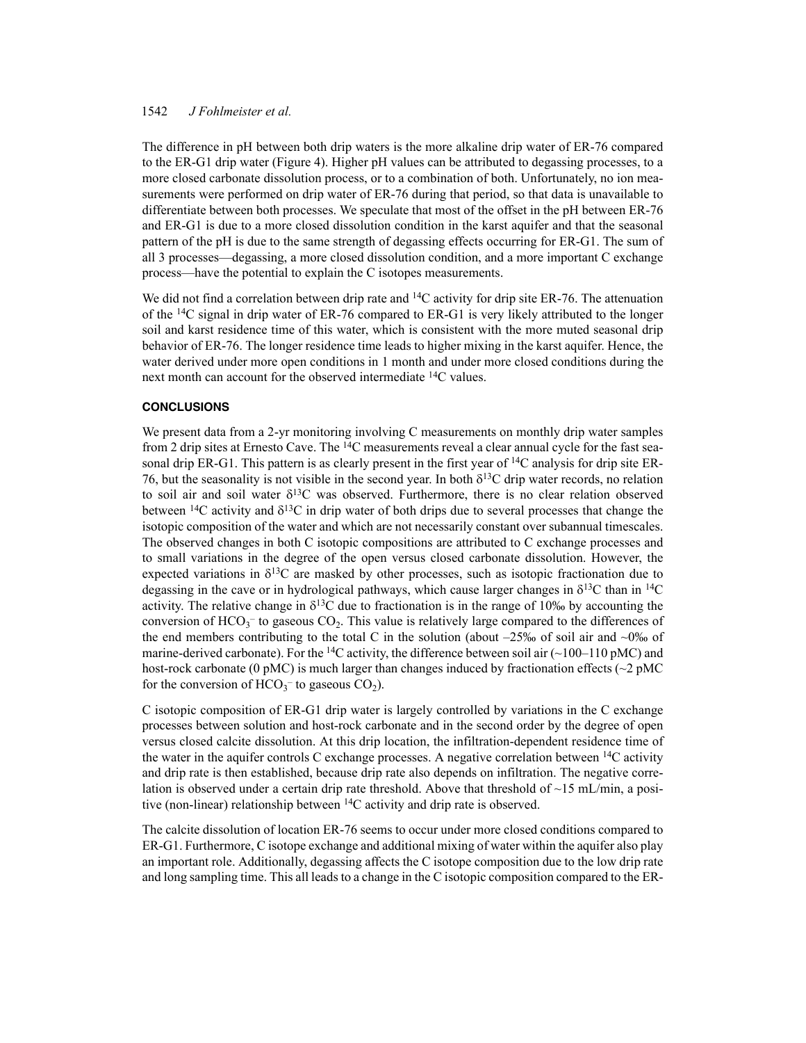The difference in pH between both drip waters is the more alkaline drip water of ER-76 compared to the ER-G1 drip water (Figure 4). Higher pH values can be attributed to degassing processes, to a more closed carbonate dissolution process, or to a combination of both. Unfortunately, no ion measurements were performed on drip water of ER-76 during that period, so that data is unavailable to differentiate between both processes. We speculate that most of the offset in the pH between ER-76 and ER-G1 is due to a more closed dissolution condition in the karst aquifer and that the seasonal pattern of the pH is due to the same strength of degassing effects occurring for ER-G1. The sum of all 3 processes—degassing, a more closed dissolution condition, and a more important C exchange process—have the potential to explain the C isotopes measurements.

We did not find a correlation between drip rate and $^{14}C$ activity for drip site ER-76. The attenuation of the $^{14}C$ signal in drip water of ER-76 compared to ER-G1 is very likely attributed to the longer soil and karst residence time of this water, which is consistent with the more muted seasonal drip behavior of ER-76. The longer residence time leads to higher mixing in the karst aquifer. Hence, the water derived under more open conditions in 1 month and under more closed conditions during the next month can account for the observed intermediate $^{14}C$ values.

## CONCLUSIONS

We present data from a 2-yr monitoring involving C measurements on monthly drip water samples from 2 drip sites at Ernesto Cave. The $^{14}C$ measurements reveal a clear annual cycle for the fast seasonal drip ER-G1. This pattern is as clearly present in the first year of $^{14}C$ analysis for drip site ER-76, but the seasonality is not visible in the second year. In both $\delta^{13}C$ drip water records, no relation to soil air and soil water $\delta^{13}C$ was observed. Furthermore, there is no clear relation observed between $^{14}C$ activity and $\delta^{13}C$ in drip water of both drips due to several processes that change the isotopic composition of the water and which are not necessarily constant over subannual timescales. The observed changes in both C isotopic compositions are attributed to C exchange processes and to small variations in the degree of the open versus closed carbonate dissolution. However, the expected variations in $\delta^{13}C$ are masked by other processes, such as isotopic fractionation due to degassing in the cave or in hydrological pathways, which cause larger changes in $\delta^{13}C$ than in $^{14}C$ activity. The relative change in $\delta^{13}C$ due to fractionation is in the range of 10‰ by accounting the conversion of $HCO_3^-$ to gaseous $CO_2$. This value is relatively large compared to the differences of the end members contributing to the total C in the solution (about –25‰ of soil air and ~0‰ of marine-derived carbonate). For the $^{14}C$ activity, the difference between soil air (~100–110 pMC) and host-rock carbonate (0 pMC) is much larger than changes induced by fractionation effects (~2 pMC for the conversion of $HCO_3^-$ to gaseous $CO_2$).

C isotopic composition of ER-G1 drip water is largely controlled by variations in the C exchange processes between solution and host-rock carbonate and in the second order by the degree of open versus closed calcite dissolution. At this drip location, the infiltration-dependent residence time of the water in the aquifer controls C exchange processes. A negative correlation between $^{14}C$ activity and drip rate is then established, because drip rate also depends on infiltration. The negative correlation is observed under a certain drip rate threshold. Above that threshold of ~15 mL/min, a positive (non-linear) relationship between $^{14}C$ activity and drip rate is observed.

The calcite dissolution of location ER-76 seems to occur under more closed conditions compared to ER-G1. Furthermore, C isotope exchange and additional mixing of water within the aquifer also play an important role. Additionally, degassing affects the C isotope composition due to the low drip rate and long sampling time. This all leads to a change in the C isotopic composition compared to the ER-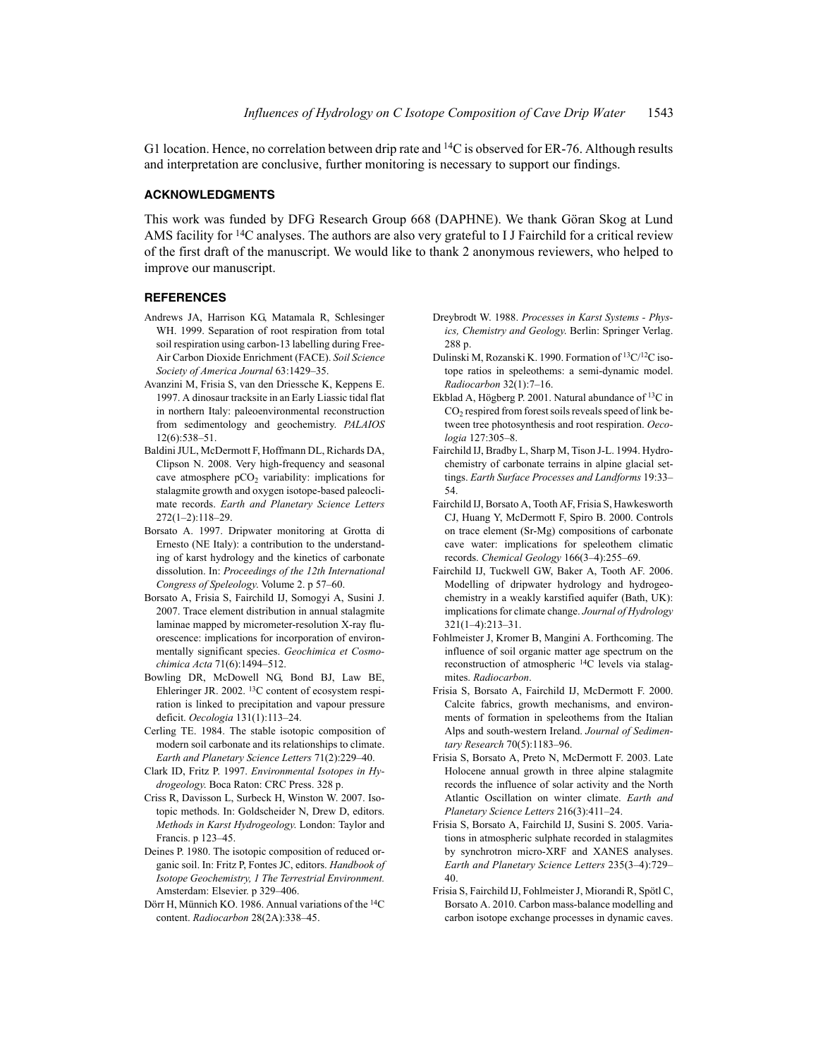G1 location. Hence, no correlation between drip rate and $^{14}C$ is observed for ER-76. Although results and interpretation are conclusive, further monitoring is necessary to support our findings.

## ACKNOWLEDGMENTS

This work was funded by DFG Research Group 668 (DAPHNE). We thank Göran Skog at Lund AMS facility for $^{14}C$ analyses. The authors are also very grateful to I J Fairchild for a critical review of the first draft of the manuscript. We would like to thank 2 anonymous reviewers, who helped to improve our manuscript.

## REFERENCES

Andrews JA, Harrison KG, Matamala R, Schlesinger WH. 1999. Separation of root respiration from total soil respiration using carbon-13 labelling during Free-Air Carbon Dioxide Enrichment (FACE). *Soil Science Society of America Journal* 63:1429–35.

Avanzini M, Frisia S, van den Driessche K, Keppens E. 1997. A dinosaur tracksite in an Early Liassic tidal flat in northern Italy: paleoenvironmental reconstruction from sedimentology and geochemistry. *PALAIOS* 12(6):538–51.

Baldini JUL, McDermott F, Hoffmann DL, Richards DA, Clipson N. 2008. Very high-frequency and seasonal cave atmosphere $pCO_2$ variability: implications for stalagmite growth and oxygen isotope-based paleoclimate records. *Earth and Planetary Science Letters* 272(1–2):118–29.

Borsato A. 1997. Dripwater monitoring at Grotta di Ernesto (NE Italy): a contribution to the understanding of karst hydrology and the kinetics of carbonate dissolution. In: *Proceedings of the 12th International Congress of Speleology.* Volume 2. p 57–60.

Borsato A, Frisia S, Fairchild IJ, Somogyi A, Susini J. 2007. Trace element distribution in annual stalagmite laminae mapped by micrometer-resolution X-ray fluorescence: implications for incorporation of environmentally significant species. *Geochimica et Cosmochimica Acta* 71(6):1494–512.

Bowling DR, McDowell NG, Bond BJ, Law BE, Ehleringer JR. 2002. $^{13}C$ content of ecosystem respiration is linked to precipitation and vapour pressure deficit. *Oecologia* 131(1):113–24.

Cerling TE. 1984. The stable isotopic composition of modern soil carbonate and its relationships to climate. *Earth and Planetary Science Letters* 71(2):229–40.

Clark ID, Fritz P. 1997. *Environmental Isotopes in Hydrogeology.* Boca Raton: CRC Press. 328 p.

Criss R, Davisson L, Surbeck H, Winston W. 2007. Isotopic methods. In: Goldscheider N, Drew D, editors. *Methods in Karst Hydrogeology.* London: Taylor and Francis. p 123–45.

Deines P. 1980. The isotopic composition of reduced organic soil. In: Fritz P, Fontes JC, editors. *Handbook of Isotope Geochemistry, 1 The Terrestrial Environment.* Amsterdam: Elsevier. p 329–406.

Dörr H, Münnich KO. 1986. Annual variations of the $^{14}C$ content. *Radiocarbon* 28(2A):338–45.

Dreybrodt W. 1988. *Processes in Karst Systems - Physics, Chemistry and Geology.* Berlin: Springer Verlag. 288 p.

Dulinski M, Rozanski K. 1990. Formation of $^{13}C/^{12}C$ isotope ratios in speleothems: a semi-dynamic model. *Radiocarbon* 32(1):7–16.

Ekblad A, Högberg P. 2001. Natural abundance of $^{13}C$ in $CO_2$ respired from forest soils reveals speed of link between tree photosynthesis and root respiration. *Oecologia* 127:305–8.

Fairchild IJ, Bradby L, Sharp M, Tison J-L. 1994. Hydrochemistry of carbonate terrains in alpine glacial settings. *Earth Surface Processes and Landforms* 19:33–54.

Fairchild IJ, Borsato A, Tooth AF, Frisia S, Hawkesworth CJ, Huang Y, McDermott F, Spiro B. 2000. Controls on trace element (Sr-Mg) compositions of carbonate cave water: implications for speleothem climatic records. *Chemical Geology* 166(3–4):255–69.

Fairchild IJ, Tuckwell GW, Baker A, Tooth AF. 2006. Modelling of dripwater hydrology and hydrogeochemistry in a weakly karstified aquifer (Bath, UK): implications for climate change. *Journal of Hydrology* 321(1–4):213–31.

Fohlmeister J, Kromer B, Mangini A. Forthcoming. The influence of soil organic matter age spectrum on the reconstruction of atmospheric $^{14}C$ levels via stalagmites. *Radiocarbon*.

Frisia S, Borsato A, Fairchild IJ, McDermott F. 2000. Calcite fabrics, growth mechanisms, and environments of formation in speleothems from the Italian Alps and south-western Ireland. *Journal of Sedimentary Research* 70(5):1183–96.

Frisia S, Borsato A, Preto N, McDermott F. 2003. Late Holocene annual growth in three alpine stalagmite records the influence of solar activity and the North Atlantic Oscillation on winter climate. *Earth and Planetary Science Letters* 216(3):411–24.

Frisia S, Borsato A, Fairchild IJ, Susini S. 2005. Variations in atmospheric sulphate recorded in stalagmites by synchrotron micro-XRF and XANES analyses. *Earth and Planetary Science Letters* 235(3–4):729–40.

Frisia S, Fairchild IJ, Fohlmeister J, Miorandi R, Spötl C, Borsato A. 2010. Carbon mass-balance modelling and carbon isotope exchange processes in dynamic caves.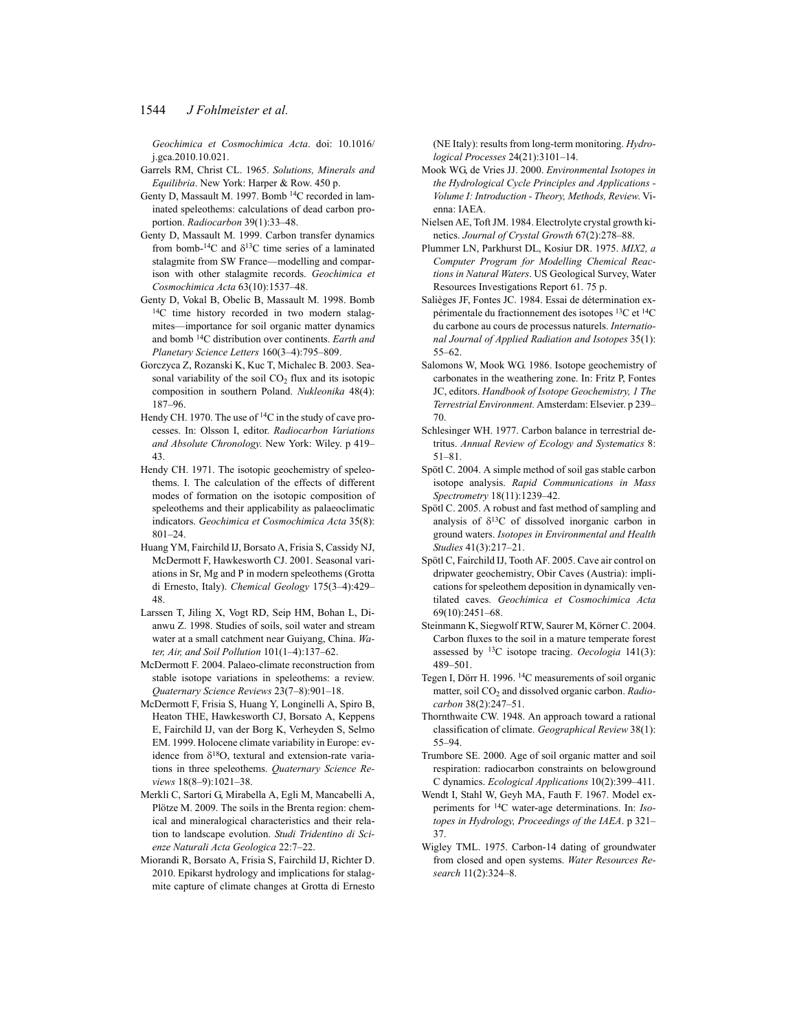*Geochimica et Cosmochimica Acta*. doi: 10.1016/j.gca.2010.10.021.

Garrels RM, Christ CL. 1965. *Solutions, Minerals and Equilibria*. New York: Harper & Row. 450 p.

Genty D, Massault M. 1997. Bomb $^{14}$C recorded in laminated speleothems: calculations of dead carbon proportion. *Radiocarbon* 39(1):33–48.

Genty D, Massault M. 1999. Carbon transfer dynamics from bomb-$^{14}$C and $\delta^{13}$C time series of a laminated stalagmite from SW France—modelling and comparison with other stalagmite records. *Geochimica et Cosmochimica Acta* 63(10):1537–48.

Genty D, Vokal B, Obelic B, Massault M. 1998. Bomb $^{14}$C time history recorded in two modern stalagmites—importance for soil organic matter dynamics and bomb $^{14}$C distribution over continents. *Earth and Planetary Science Letters* 160(3–4):795–809.

Gorczyca Z, Rozanski K, Kuc T, Michalec B. 2003. Seasonal variability of the soil $CO_2$ flux and its isotopic composition in southern Poland. *Nukleonika* 48(4): 187–96.

Hendy CH. 1970. The use of $^{14}$C in the study of cave processes. In: Olsson I, editor. *Radiocarbon Variations and Absolute Chronology*. New York: Wiley. p 419–43.

Hendy CH. 1971. The isotopic geochemistry of speleothems. I. The calculation of the effects of different modes of formation on the isotopic composition of speleothems and their applicability as palaeoclimatic indicators. *Geochimica et Cosmochimica Acta* 35(8): 801–24.

Huang YM, Fairchild IJ, Borsato A, Frisia S, Cassidy NJ, McDermott F, Hawkesworth CJ. 2001. Seasonal variations in Sr, Mg and P in modern speleothems (Grotta di Ernesto, Italy). *Chemical Geology* 175(3–4):429–48.

Larssen T, Jiling X, Vogt RD, Seip HM, Bohan L, Dianwu Z. 1998. Studies of soils, soil water and stream water at a small catchment near Guiyang, China. *Water, Air, and Soil Pollution* 101(1–4):137–62.

McDermott F. 2004. Palaeo-climate reconstruction from stable isotope variations in speleothems: a review. *Quaternary Science Reviews* 23(7–8):901–18.

McDermott F, Frisia S, Huang Y, Longinelli A, Spiro B, Heaton THE, Hawkesworth CJ, Borsato A, Keppens E, Fairchild IJ, van der Borg K, Verheyden S, Selmo EM. 1999. Holocene climate variability in Europe: evidence from $\delta^{18}$O, textural and extension-rate variations in three speleothems. *Quaternary Science Reviews* 18(8–9):1021–38.

Merkli C, Sartori G, Mirabella A, Egli M, Mancabelli A, Plötze M. 2009. The soils in the Brenta region: chemical and mineralogical characteristics and their relation to landscape evolution. *Studi Tridentino di Scienze Naturali Acta Geologica* 22:7–22.

Miorandi R, Borsato A, Frisia S, Fairchild IJ, Richter D. 2010. Epikarst hydrology and implications for stalagmite capture of climate changes at Grotta di Ernesto (NE Italy): results from long-term monitoring. *Hydrological Processes* 24(21):3101–14.

Mook WG, de Vries JJ. 2000. *Environmental Isotopes in the Hydrological Cycle Principles and Applications - Volume I: Introduction - Theory, Methods, Review*. Vienna: IAEA.

Nielsen AE, Toft JM. 1984. Electrolyte crystal growth kinetics. *Journal of Crystal Growth* 67(2):278–88.

Plummer LN, Parkhurst DL, Kosiur DR. 1975. *MIX2, a Computer Program for Modelling Chemical Reactions in Natural Waters*. US Geological Survey, Water Resources Investigations Report 61. 75 p.

Saliėges JF, Fontes JC. 1984. Essai de détermination expérimentale du fractionnement des isotopes $^{13}$C et $^{14}$C du carbone au cours de processus naturels. *International Journal of Applied Radiation and Isotopes* 35(1): 55–62.

Salomons W, Mook WG. 1986. Isotope geochemistry of carbonates in the weathering zone. In: Fritz P, Fontes JC, editors. *Handbook of Isotope Geochemistry, 1 The Terrestrial Environment*. Amsterdam: Elsevier. p 239–70.

Schlesinger WH. 1977. Carbon balance in terrestrial detritus. *Annual Review of Ecology and Systematics* 8: 51–81.

Spötl C. 2004. A simple method of soil gas stable carbon isotope analysis. *Rapid Communications in Mass Spectrometry* 18(11):1239–42.

Spötl C. 2005. A robust and fast method of sampling and analysis of $\delta^{13}$C of dissolved inorganic carbon in ground waters. *Isotopes in Environmental and Health Studies* 41(3):217–21.

Spötl C, Fairchild IJ, Tooth AF. 2005. Cave air control on dripwater geochemistry, Obir Caves (Austria): implications for speleothem deposition in dynamically ventilated caves. *Geochimica et Cosmochimica Acta* 69(10):2451–68.

Steinmann K, Siegwolf RTW, Saurer M, Körner C. 2004. Carbon fluxes to the soil in a mature temperate forest assessed by $^{13}$C isotope tracing. *Oecologia* 141(3): 489–501.

Tegen I, Dörr H. 1996. $^{14}$C measurements of soil organic matter, soil $CO_2$ and dissolved organic carbon. *Radiocarbon* 38(2):247–51.

Thornthwaite CW. 1948. An approach toward a rational classification of climate. *Geographical Review* 38(1): 55–94.

Trumbore SE. 2000. Age of soil organic matter and soil respiration: radiocarbon constraints on belowground C dynamics. *Ecological Applications* 10(2):399–411.

Wendt I, Stahl W, Geyh MA, Fauth F. 1967. Model experiments for $^{14}$C water-age determinations. In: *Isotopes in Hydrology, Proceedings of the IAEA*. p 321–37.

Wigley TML. 1975. Carbon-14 dating of groundwater from closed and open systems. *Water Resources Research* 11(2):324–8.